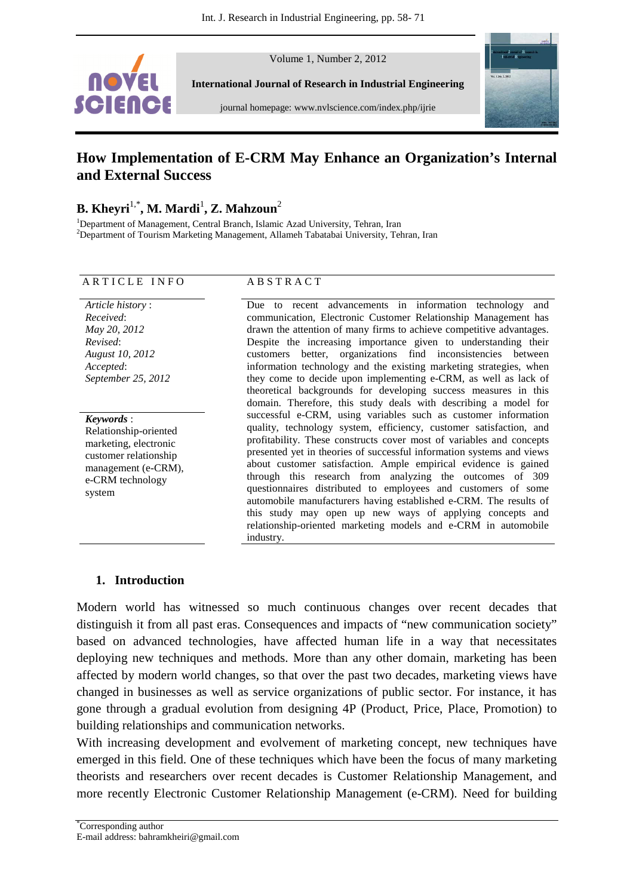# How Implementation of E-CRM May Enhance an Organization's Internal and External Success

**B. Kheyri[1,*], M. Mardi[1], Z. Mahzoun[2]**

[1]Department of Management, Central Branch, Islamic Azad University, Tehran, Iran
[2]Department of Tourism Marketing Management, Allameh Tabatabai University, Tehran, Iran

**ARTICLE INFO**

*Article history* :
*Received*:
*May 20, 2012*
*Revised*:
*August 10, 2012*
*Accepted*:
*September 25, 2012*

***Keywords*** :
Relationship-oriented marketing, electronic customer relationship management (e-CRM), e-CRM technology system

**ABSTRACT**

Due to recent advancements in information technology and communication, Electronic Customer Relationship Management has drawn the attention of many firms to achieve competitive advantages. Despite the increasing importance given to understanding their customers better, organizations find inconsistencies between information technology and the existing marketing strategies, when they come to decide upon implementing e-CRM, as well as lack of theoretical backgrounds for developing success measures in this domain. Therefore, this study deals with describing a model for successful e-CRM, using variables such as customer information quality, technology system, efficiency, customer satisfaction, and profitability. These constructs cover most of variables and concepts presented yet in theories of successful information systems and views about customer satisfaction. Ample empirical evidence is gained through this research from analyzing the outcomes of 309 questionnaires distributed to employees and customers of some automobile manufacturers having established e-CRM. The results of this study may open up new ways of applying concepts and relationship-oriented marketing models and e-CRM in automobile industry.

## 1. Introduction

Modern world has witnessed so much continuous changes over recent decades that distinguish it from all past eras. Consequences and impacts of "new communication society" based on advanced technologies, have affected human life in a way that necessitates deploying new techniques and methods. More than any other domain, marketing has been affected by modern world changes, so that over the past two decades, marketing views have changed in businesses as well as service organizations of public sector. For instance, it has gone through a gradual evolution from designing 4P (Product, Price, Place, Promotion) to building relationships and communication networks.

With increasing development and evolvement of marketing concept, new techniques have emerged in this field. One of these techniques which have been the focus of many marketing theorists and researchers over recent decades is Customer Relationship Management, and more recently Electronic Customer Relationship Management (e-CRM). Need for building

[*]Corresponding author
E-mail address: bahramkheiri@gmail.com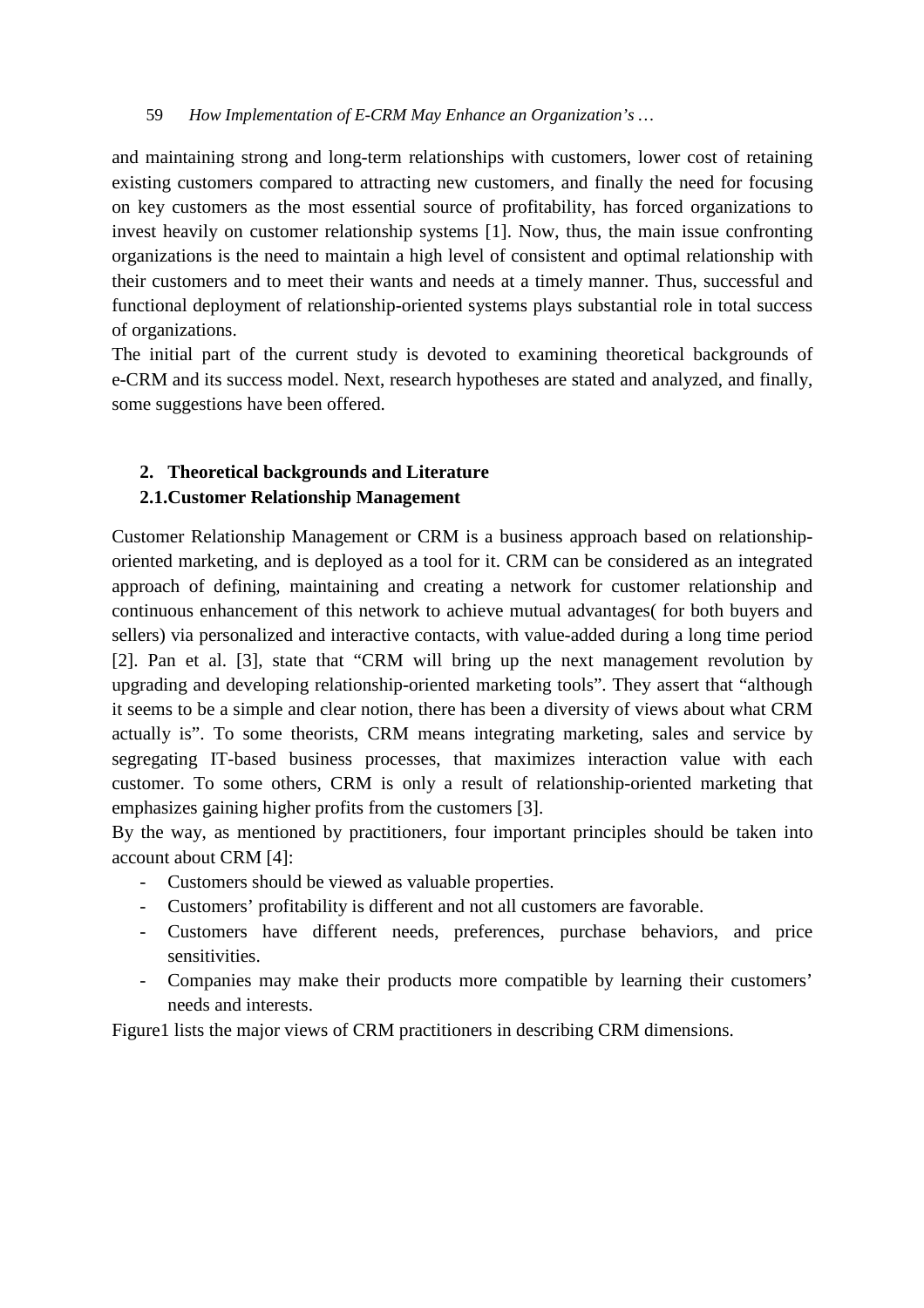and maintaining strong and long-term relationships with customers, lower cost of retaining existing customers compared to attracting new customers, and finally the need for focusing on key customers as the most essential source of profitability, has forced organizations to invest heavily on customer relationship systems [1]. Now, thus, the main issue confronting organizations is the need to maintain a high level of consistent and optimal relationship with their customers and to meet their wants and needs at a timely manner. Thus, successful and functional deployment of relationship-oriented systems plays substantial role in total success of organizations.

The initial part of the current study is devoted to examining theoretical backgrounds of e-CRM and its success model. Next, research hypotheses are stated and analyzed, and finally, some suggestions have been offered.

## 2. Theoretical backgrounds and Literature

### 2.1. Customer Relationship Management

Customer Relationship Management or CRM is a business approach based on relationship-oriented marketing, and is deployed as a tool for it. CRM can be considered as an integrated approach of defining, maintaining and creating a network for customer relationship and continuous enhancement of this network to achieve mutual advantages( for both buyers and sellers) via personalized and interactive contacts, with value-added during a long time period [2]. Pan et al. [3], state that "CRM will bring up the next management revolution by upgrading and developing relationship-oriented marketing tools". They assert that "although it seems to be a simple and clear notion, there has been a diversity of views about what CRM actually is". To some theorists, CRM means integrating marketing, sales and service by segregating IT-based business processes, that maximizes interaction value with each customer. To some others, CRM is only a result of relationship-oriented marketing that emphasizes gaining higher profits from the customers [3].

By the way, as mentioned by practitioners, four important principles should be taken into account about CRM [4]:

- Customers should be viewed as valuable properties.
- Customers' profitability is different and not all customers are favorable.
- Customers have different needs, preferences, purchase behaviors, and price sensitivities.
- Companies may make their products more compatible by learning their customers' needs and interests.

Figure1 lists the major views of CRM practitioners in describing CRM dimensions.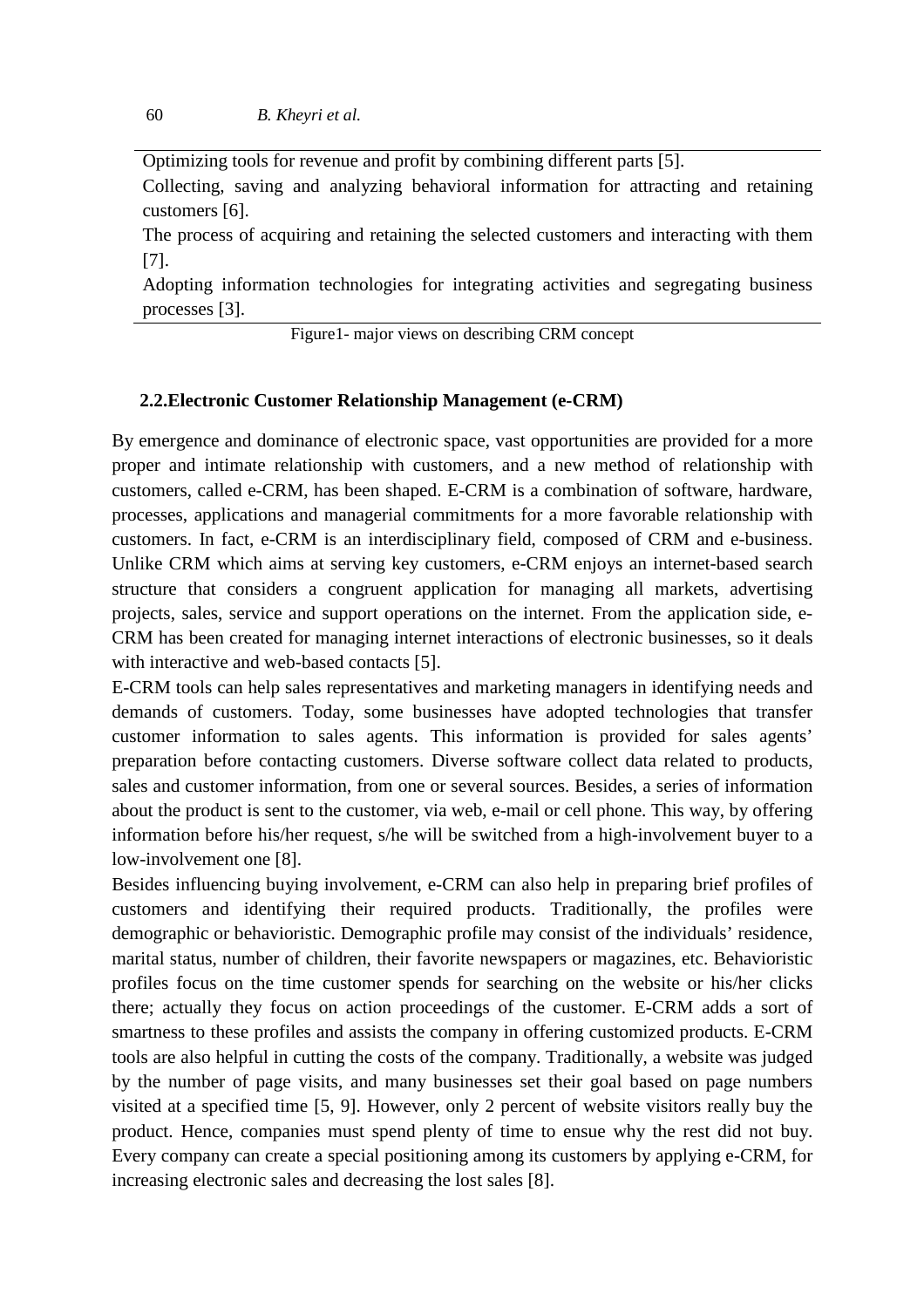Optimizing tools for revenue and profit by combining different parts [5].

Collecting, saving and analyzing behavioral information for attracting and retaining customers [6].

The process of acquiring and retaining the selected customers and interacting with them [7].

Adopting information technologies for integrating activities and segregating business processes [3].

Figure1- major views on describing CRM concept

## 2.2.Electronic Customer Relationship Management (e-CRM)

By emergence and dominance of electronic space, vast opportunities are provided for a more proper and intimate relationship with customers, and a new method of relationship with customers, called e-CRM, has been shaped. E-CRM is a combination of software, hardware, processes, applications and managerial commitments for a more favorable relationship with customers. In fact, e-CRM is an interdisciplinary field, composed of CRM and e-business. Unlike CRM which aims at serving key customers, e-CRM enjoys an internet-based search structure that considers a congruent application for managing all markets, advertising projects, sales, service and support operations on the internet. From the application side, e-CRM has been created for managing internet interactions of electronic businesses, so it deals with interactive and web-based contacts [5].

E-CRM tools can help sales representatives and marketing managers in identifying needs and demands of customers. Today, some businesses have adopted technologies that transfer customer information to sales agents. This information is provided for sales agents' preparation before contacting customers. Diverse software collect data related to products, sales and customer information, from one or several sources. Besides, a series of information about the product is sent to the customer, via web, e-mail or cell phone. This way, by offering information before his/her request, s/he will be switched from a high-involvement buyer to a low-involvement one [8].

Besides influencing buying involvement, e-CRM can also help in preparing brief profiles of customers and identifying their required products. Traditionally, the profiles were demographic or behavioristic. Demographic profile may consist of the individuals' residence, marital status, number of children, their favorite newspapers or magazines, etc. Behavioristic profiles focus on the time customer spends for searching on the website or his/her clicks there; actually they focus on action proceedings of the customer. E-CRM adds a sort of smartness to these profiles and assists the company in offering customized products. E-CRM tools are also helpful in cutting the costs of the company. Traditionally, a website was judged by the number of page visits, and many businesses set their goal based on page numbers visited at a specified time [5, 9]. However, only 2 percent of website visitors really buy the product. Hence, companies must spend plenty of time to ensue why the rest did not buy. Every company can create a special positioning among its customers by applying e-CRM, for increasing electronic sales and decreasing the lost sales [8].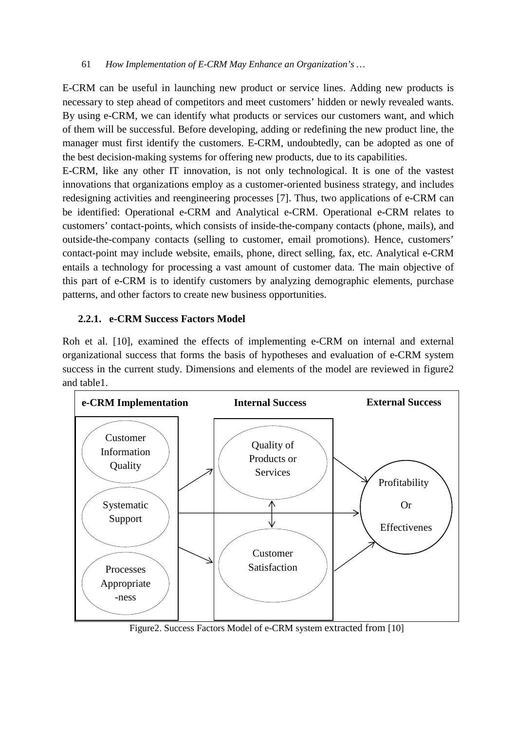E-CRM can be useful in launching new product or service lines. Adding new products is necessary to step ahead of competitors and meet customers' hidden or newly revealed wants. By using e-CRM, we can identify what products or services our customers want, and which of them will be successful. Before developing, adding or redefining the new product line, the manager must first identify the customers. E-CRM, undoubtedly, can be adopted as one of the best decision-making systems for offering new products, due to its capabilities.

E-CRM, like any other IT innovation, is not only technological. It is one of the vastest innovations that organizations employ as a customer-oriented business strategy, and includes redesigning activities and reengineering processes [7]. Thus, two applications of e-CRM can be identified: Operational e-CRM and Analytical e-CRM. Operational e-CRM relates to customers' contact-points, which consists of inside-the-company contacts (phone, mails), and outside-the-company contacts (selling to customer, email promotions). Hence, customers' contact-point may include website, emails, phone, direct selling, fax, etc. Analytical e-CRM entails a technology for processing a vast amount of customer data. The main objective of this part of e-CRM is to identify customers by analyzing demographic elements, purchase patterns, and other factors to create new business opportunities.

### 2.2.1. e-CRM Success Factors Model

Roh et al. [10], examined the effects of implementing e-CRM on internal and external organizational success that forms the basis of hypotheses and evaluation of e-CRM system success in the current study. Dimensions and elements of the model are reviewed in figure2 and table1.

Figure2. Success Factors Model of e-CRM system extracted from [10]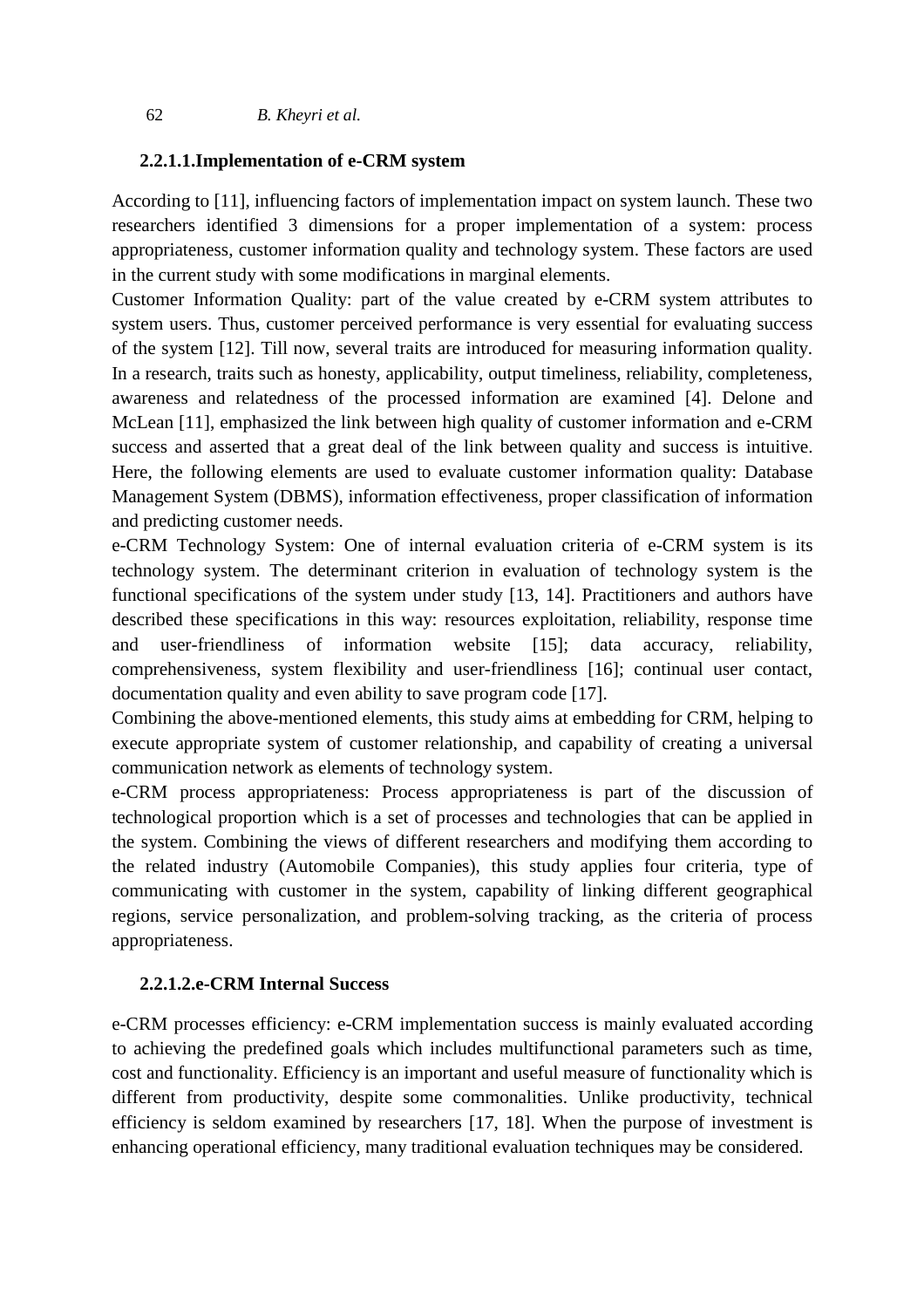#### 2.2.1.1.Implementation of e-CRM system

According to [11], influencing factors of implementation impact on system launch. These two researchers identified 3 dimensions for a proper implementation of a system: process appropriateness, customer information quality and technology system. These factors are used in the current study with some modifications in marginal elements.

Customer Information Quality: part of the value created by e-CRM system attributes to system users. Thus, customer perceived performance is very essential for evaluating success of the system [12]. Till now, several traits are introduced for measuring information quality. In a research, traits such as honesty, applicability, output timeliness, reliability, completeness, awareness and relatedness of the processed information are examined [4]. Delone and McLean [11], emphasized the link between high quality of customer information and e-CRM success and asserted that a great deal of the link between quality and success is intuitive. Here, the following elements are used to evaluate customer information quality: Database Management System (DBMS), information effectiveness, proper classification of information and predicting customer needs.

e-CRM Technology System: One of internal evaluation criteria of e-CRM system is its technology system. The determinant criterion in evaluation of technology system is the functional specifications of the system under study [13, 14]. Practitioners and authors have described these specifications in this way: resources exploitation, reliability, response time and user-friendliness of information website [15]; data accuracy, reliability, comprehensiveness, system flexibility and user-friendliness [16]; continual user contact, documentation quality and even ability to save program code [17].

Combining the above-mentioned elements, this study aims at embedding for CRM, helping to execute appropriate system of customer relationship, and capability of creating a universal communication network as elements of technology system.

e-CRM process appropriateness: Process appropriateness is part of the discussion of technological proportion which is a set of processes and technologies that can be applied in the system. Combining the views of different researchers and modifying them according to the related industry (Automobile Companies), this study applies four criteria, type of communicating with customer in the system, capability of linking different geographical regions, service personalization, and problem-solving tracking, as the criteria of process appropriateness.

#### 2.2.1.2.e-CRM Internal Success

e-CRM processes efficiency: e-CRM implementation success is mainly evaluated according to achieving the predefined goals which includes multifunctional parameters such as time, cost and functionality. Efficiency is an important and useful measure of functionality which is different from productivity, despite some commonalities. Unlike productivity, technical efficiency is seldom examined by researchers [17, 18]. When the purpose of investment is enhancing operational efficiency, many traditional evaluation techniques may be considered.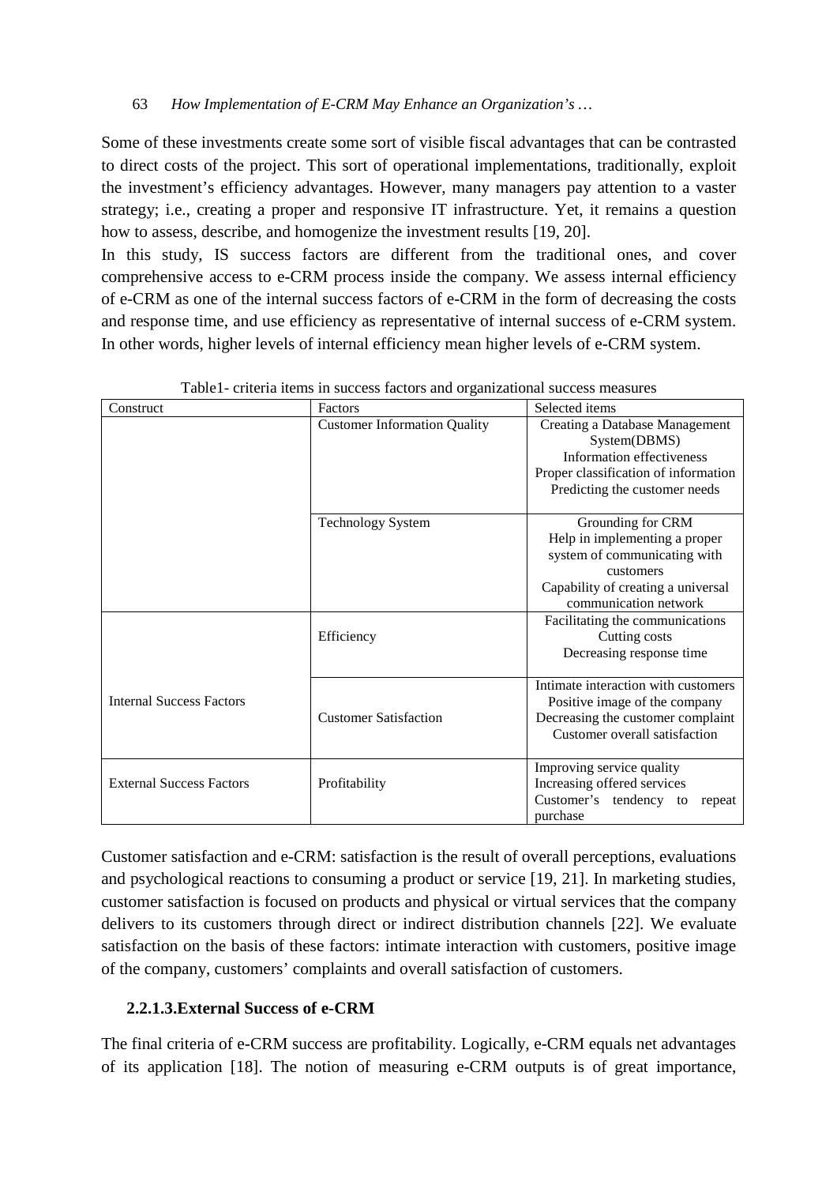Some of these investments create some sort of visible fiscal advantages that can be contrasted to direct costs of the project. This sort of operational implementations, traditionally, exploit the investment's efficiency advantages. However, many managers pay attention to a vaster strategy; i.e., creating a proper and responsive IT infrastructure. Yet, it remains a question how to assess, describe, and homogenize the investment results [19, 20].

In this study, IS success factors are different from the traditional ones, and cover comprehensive access to e-CRM process inside the company. We assess internal efficiency of e-CRM as one of the internal success factors of e-CRM in the form of decreasing the costs and response time, and use efficiency as representative of internal success of e-CRM system. In other words, higher levels of internal efficiency mean higher levels of e-CRM system.

Table1- criteria items in success factors and organizational success measures

| Construct | Factors | Selected items |
|---|---|---|
| | Customer Information Quality | Creating a Database Management System(DBMS)<br>Information effectiveness<br>Proper classification of information<br>Predicting the customer needs |
| | Technology System | Grounding for CRM<br>Help in implementing a proper system of communicating with customers<br>Capability of creating a universal communication network |
| Internal Success Factors | Efficiency | Facilitating the communications<br>Cutting costs<br>Decreasing response time |
| | Customer Satisfaction | Intimate interaction with customers<br>Positive image of the company<br>Decreasing the customer complaint<br>Customer overall satisfaction |
| External Success Factors | Profitability | Improving service quality<br>Increasing offered services<br>Customer's tendency to repeat purchase |

Customer satisfaction and e-CRM: satisfaction is the result of overall perceptions, evaluations and psychological reactions to consuming a product or service [19, 21]. In marketing studies, customer satisfaction is focused on products and physical or virtual services that the company delivers to its customers through direct or indirect distribution channels [22]. We evaluate satisfaction on the basis of these factors: intimate interaction with customers, positive image of the company, customers' complaints and overall satisfaction of customers.

#### 2.2.1.3. External Success of e-CRM

The final criteria of e-CRM success are profitability. Logically, e-CRM equals net advantages of its application [18]. The notion of measuring e-CRM outputs is of great importance,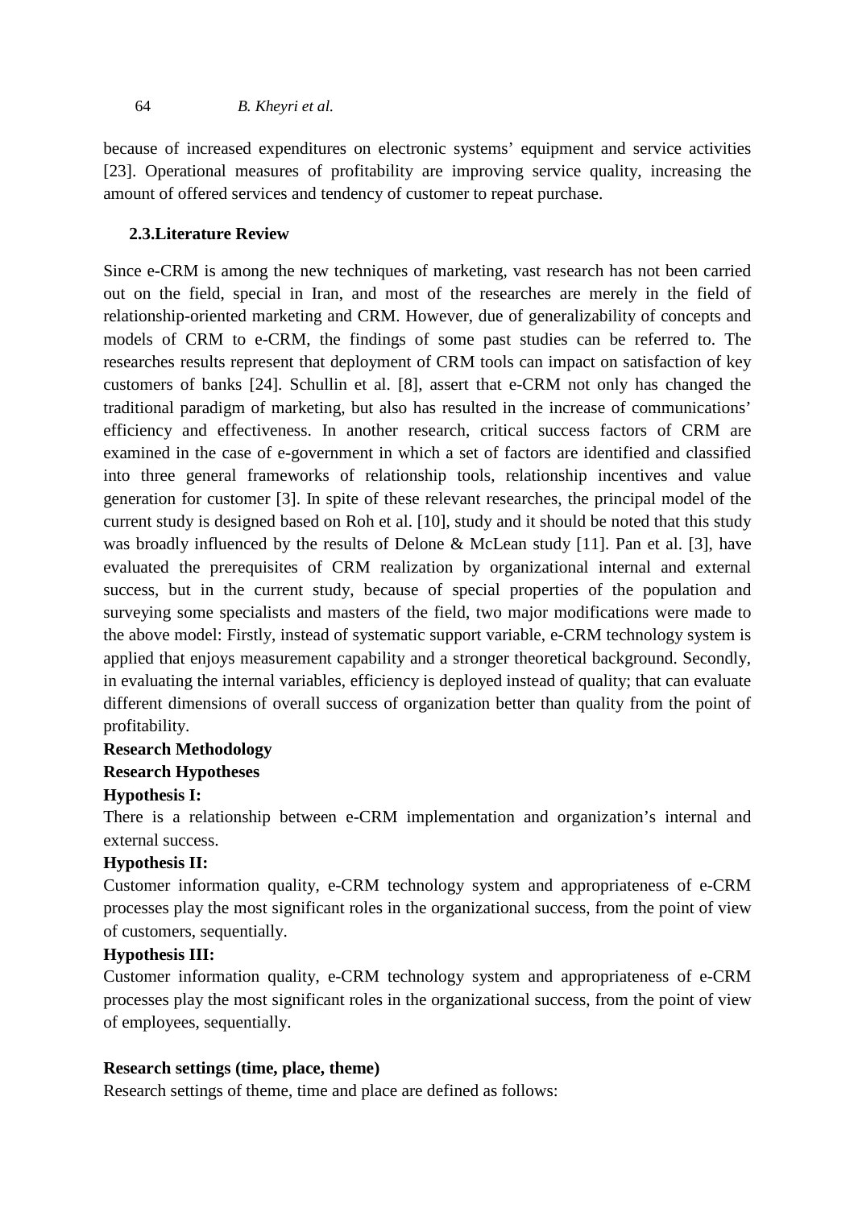because of increased expenditures on electronic systems' equipment and service activities [23]. Operational measures of profitability are improving service quality, increasing the amount of offered services and tendency of customer to repeat purchase.

### 2.3.Literature Review

Since e-CRM is among the new techniques of marketing, vast research has not been carried out on the field, special in Iran, and most of the researches are merely in the field of relationship-oriented marketing and CRM. However, due of generalizability of concepts and models of CRM to e-CRM, the findings of some past studies can be referred to. The researches results represent that deployment of CRM tools can impact on satisfaction of key customers of banks [24]. Schullin et al. [8], assert that e-CRM not only has changed the traditional paradigm of marketing, but also has resulted in the increase of communications' efficiency and effectiveness. In another research, critical success factors of CRM are examined in the case of e-government in which a set of factors are identified and classified into three general frameworks of relationship tools, relationship incentives and value generation for customer [3]. In spite of these relevant researches, the principal model of the current study is designed based on Roh et al. [10], study and it should be noted that this study was broadly influenced by the results of Delone & McLean study [11]. Pan et al. [3], have evaluated the prerequisites of CRM realization by organizational internal and external success, but in the current study, because of special properties of the population and surveying some specialists and masters of the field, two major modifications were made to the above model: Firstly, instead of systematic support variable, e-CRM technology system is applied that enjoys measurement capability and a stronger theoretical background. Secondly, in evaluating the internal variables, efficiency is deployed instead of quality; that can evaluate different dimensions of overall success of organization better than quality from the point of profitability.

**Research Methodology**

**Research Hypotheses**

**Hypothesis I:**

There is a relationship between e-CRM implementation and organization's internal and external success.

**Hypothesis II:**

Customer information quality, e-CRM technology system and appropriateness of e-CRM processes play the most significant roles in the organizational success, from the point of view of customers, sequentially.

**Hypothesis III:**

Customer information quality, e-CRM technology system and appropriateness of e-CRM processes play the most significant roles in the organizational success, from the point of view of employees, sequentially.

**Research settings (time, place, theme)**

Research settings of theme, time and place are defined as follows: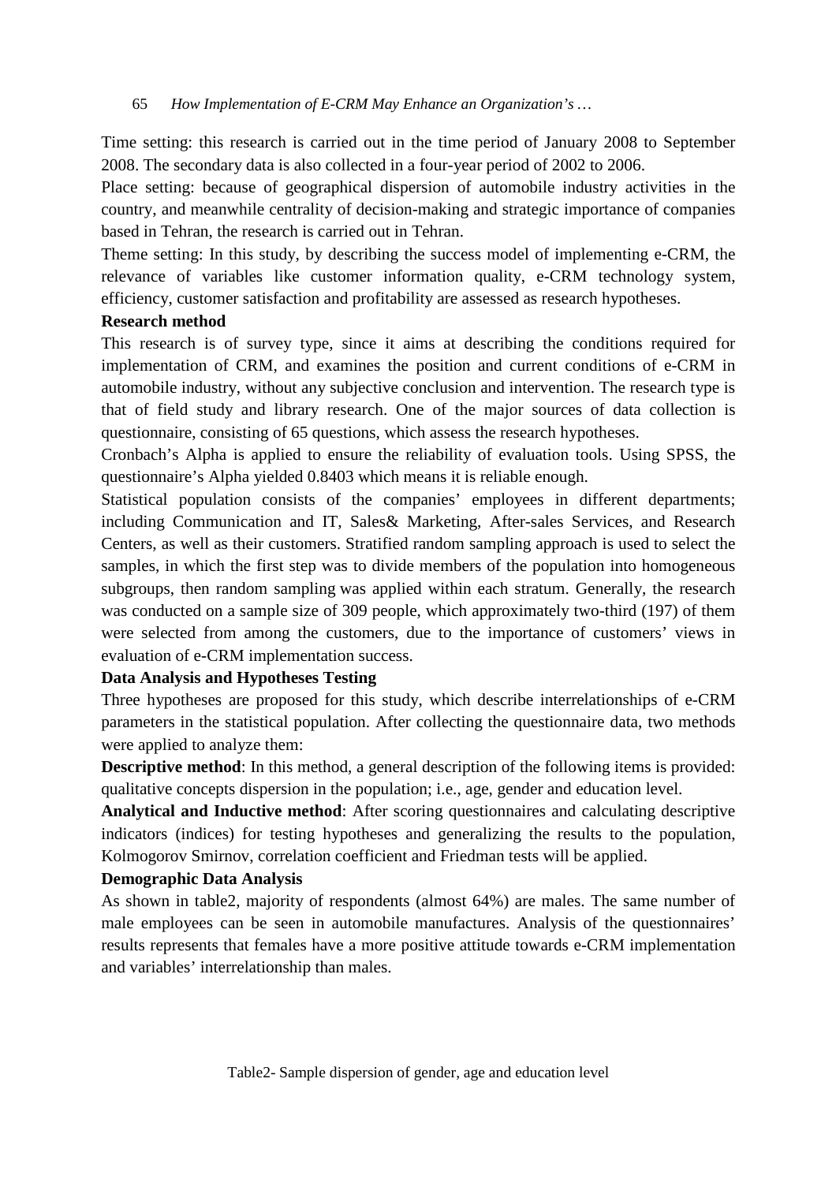Time setting: this research is carried out in the time period of January 2008 to September 2008. The secondary data is also collected in a four-year period of 2002 to 2006.

Place setting: because of geographical dispersion of automobile industry activities in the country, and meanwhile centrality of decision-making and strategic importance of companies based in Tehran, the research is carried out in Tehran.

Theme setting: In this study, by describing the success model of implementing e-CRM, the relevance of variables like customer information quality, e-CRM technology system, efficiency, customer satisfaction and profitability are assessed as research hypotheses.

**Research method**

This research is of survey type, since it aims at describing the conditions required for implementation of CRM, and examines the position and current conditions of e-CRM in automobile industry, without any subjective conclusion and intervention. The research type is that of field study and library research. One of the major sources of data collection is questionnaire, consisting of 65 questions, which assess the research hypotheses.

Cronbach's Alpha is applied to ensure the reliability of evaluation tools. Using SPSS, the questionnaire's Alpha yielded 0.8403 which means it is reliable enough.

Statistical population consists of the companies' employees in different departments; including Communication and IT, Sales& Marketing, After-sales Services, and Research Centers, as well as their customers. Stratified random sampling approach is used to select the samples, in which the first step was to divide members of the population into homogeneous subgroups, then random sampling was applied within each stratum. Generally, the research was conducted on a sample size of 309 people, which approximately two-third (197) of them were selected from among the customers, due to the importance of customers' views in evaluation of e-CRM implementation success.

**Data Analysis and Hypotheses Testing**

Three hypotheses are proposed for this study, which describe interrelationships of e-CRM parameters in the statistical population. After collecting the questionnaire data, two methods were applied to analyze them:

**Descriptive method**: In this method, a general description of the following items is provided: qualitative concepts dispersion in the population; i.e., age, gender and education level.

**Analytical and Inductive method**: After scoring questionnaires and calculating descriptive indicators (indices) for testing hypotheses and generalizing the results to the population, Kolmogorov Smirnov, correlation coefficient and Friedman tests will be applied.

**Demographic Data Analysis**

As shown in table2, majority of respondents (almost 64%) are males. The same number of male employees can be seen in automobile manufactures. Analysis of the questionnaires' results represents that females have a more positive attitude towards e-CRM implementation and variables' interrelationship than males.

Table2- Sample dispersion of gender, age and education level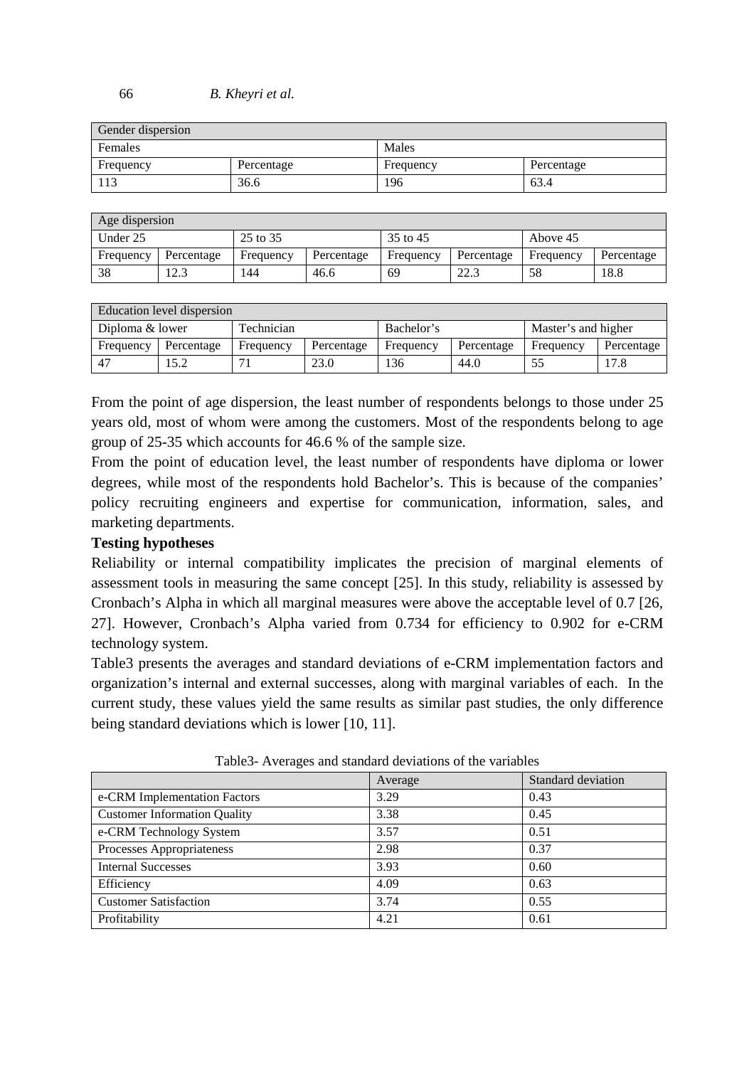| Gender dispersion | | | |
|---|---|---|---|
| Females | | Males | |
| Frequency | Percentage | Frequency | Percentage |
| 113 | 36.6 | 196 | 63.4 |

| Age dispersion | | | | | | | |
|---|---|---|---|---|---|---|---|
| Under 25 | | 25 to 35 | | 35 to 45 | | Above 45 | |
| Frequency | Percentage | Frequency | Percentage | Frequency | Percentage | Frequency | Percentage |
| 38 | 12.3 | 144 | 46.6 | 69 | 22.3 | 58 | 18.8 |

| Education level dispersion | | | | | | | |
|---|---|---|---|---|---|---|---|
| Diploma & lower | | Technician | | Bachelor's | | Master's and higher | |
| Frequency | Percentage | Frequency | Percentage | Frequency | Percentage | Frequency | Percentage |
| 47 | 15.2 | 71 | 23.0 | 136 | 44.0 | 55 | 17.8 |

From the point of age dispersion, the least number of respondents belongs to those under 25 years old, most of whom were among the customers. Most of the respondents belong to age group of 25-35 which accounts for 46.6 % of the sample size.

From the point of education level, the least number of respondents have diploma or lower degrees, while most of the respondents hold Bachelor's. This is because of the companies' policy recruiting engineers and expertise for communication, information, sales, and marketing departments.

**Testing hypotheses**

Reliability or internal compatibility implicates the precision of marginal elements of assessment tools in measuring the same concept [25]. In this study, reliability is assessed by Cronbach's Alpha in which all marginal measures were above the acceptable level of 0.7 [26, 27]. However, Cronbach's Alpha varied from 0.734 for efficiency to 0.902 for e-CRM technology system.

Table3 presents the averages and standard deviations of e-CRM implementation factors and organization's internal and external successes, along with marginal variables of each. In the current study, these values yield the same results as similar past studies, the only difference being standard deviations which is lower [10, 11].

Table3- Averages and standard deviations of the variables

| | Average | Standard deviation |
|---|---|---|
| e-CRM Implementation Factors | 3.29 | 0.43 |
| Customer Information Quality | 3.38 | 0.45 |
| e-CRM Technology System | 3.57 | 0.51 |
| Processes Appropriateness | 2.98 | 0.37 |
| Internal Successes | 3.93 | 0.60 |
| Efficiency | 4.09 | 0.63 |
| Customer Satisfaction | 3.74 | 0.55 |
| Profitability | 4.21 | 0.61 |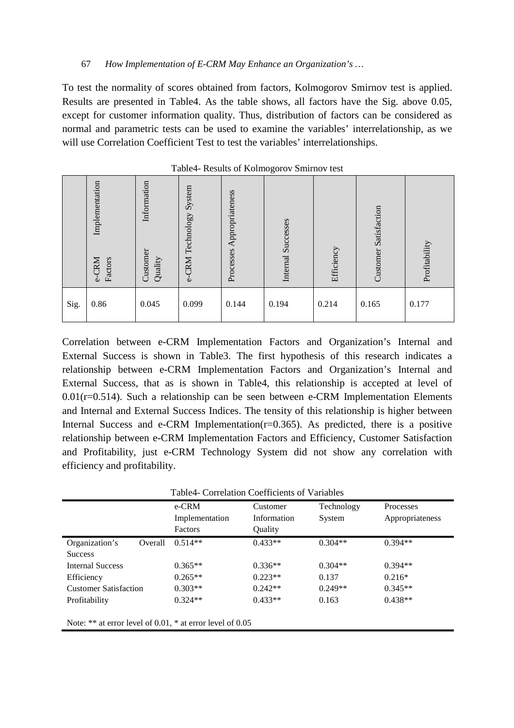To test the normality of scores obtained from factors, Kolmogorov Smirnov test is applied. Results are presented in Table4. As the table shows, all factors have the Sig. above 0.05, except for customer information quality. Thus, distribution of factors can be considered as normal and parametric tests can be used to examine the variables' interrelationship, as we will use Correlation Coefficient Test to test the variables' interrelationships.

Table4- Results of Kolmogorov Smirnov test

| | e-CRM Implementation Factors | Customer Information Quality | e-CRM Technology System | Processes Appropriateness | Internal Successes | Efficiency | Customer Satisfaction | Profitability |
|---|---|---|---|---|---|---|---|---|
| Sig. | 0.86 | 0.045 | 0.099 | 0.144 | 0.194 | 0.214 | 0.165 | 0.177 |

Correlation between e-CRM Implementation Factors and Organization's Internal and External Success is shown in Table3. The first hypothesis of this research indicates a relationship between e-CRM Implementation Factors and Organization's Internal and External Success, that as is shown in Table4, this relationship is accepted at level of 0.01(r=0.514). Such a relationship can be seen between e-CRM Implementation Elements and Internal and External Success Indices. The tensity of this relationship is higher between Internal Success and e-CRM Implementation(r=0.365). As predicted, there is a positive relationship between e-CRM Implementation Factors and Efficiency, Customer Satisfaction and Profitability, just e-CRM Technology System did not show any correlation with efficiency and profitability.

Table4- Correlation Coefficients of Variables

| | e-CRM Implementation Factors | Customer Information Quality | Technology System | Processes Appropriateness |
|---|---|---|---|---|
| Organization's Overall Success | 0.514** | 0.433** | 0.304** | 0.394** |
| Internal Success | 0.365** | 0.336** | 0.304** | 0.394** |
| Efficiency | 0.265** | 0.223** | 0.137 | 0.216* |
| Customer Satisfaction | 0.303** | 0.242** | 0.249** | 0.345** |
| Profitability | 0.324** | 0.433** | 0.163 | 0.438** |

Note: ** at error level of 0.01, * at error level of 0.05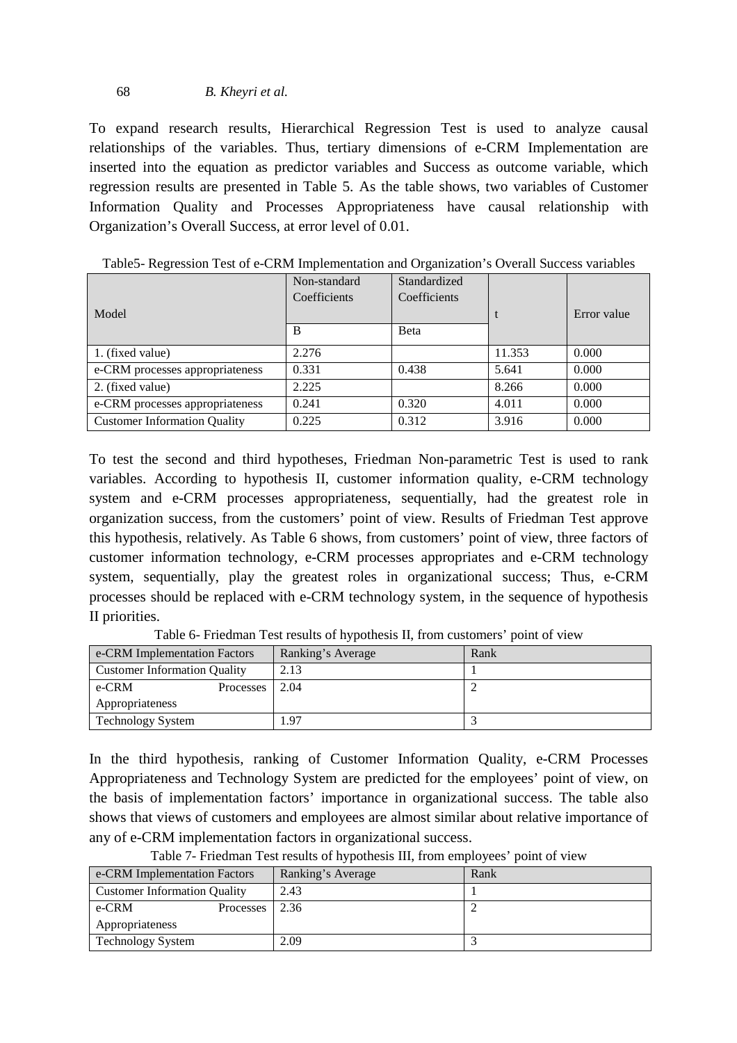To expand research results, Hierarchical Regression Test is used to analyze causal relationships of the variables. Thus, tertiary dimensions of e-CRM Implementation are inserted into the equation as predictor variables and Success as outcome variable, which regression results are presented in Table 5. As the table shows, two variables of Customer Information Quality and Processes Appropriateness have causal relationship with Organization's Overall Success, at error level of 0.01.

Table5- Regression Test of e-CRM Implementation and Organization's Overall Success variables

| Model | Non-standard Coefficients | Standardized Coefficients | t | Error value |
|---|---|---|---|---|
| | B | Beta | | |
| 1. (fixed value) | 2.276 | | 11.353 | 0.000 |
| e-CRM processes appropriateness | 0.331 | 0.438 | 5.641 | 0.000 |
| 2. (fixed value) | 2.225 | | 8.266 | 0.000 |
| e-CRM processes appropriateness | 0.241 | 0.320 | 4.011 | 0.000 |
| Customer Information Quality | 0.225 | 0.312 | 3.916 | 0.000 |

To test the second and third hypotheses, Friedman Non-parametric Test is used to rank variables. According to hypothesis II, customer information quality, e-CRM technology system and e-CRM processes appropriateness, sequentially, had the greatest role in organization success, from the customers' point of view. Results of Friedman Test approve this hypothesis, relatively. As Table 6 shows, from customers' point of view, three factors of customer information technology, e-CRM processes appropriates and e-CRM technology system, sequentially, play the greatest roles in organizational success; Thus, e-CRM processes should be replaced with e-CRM technology system, in the sequence of hypothesis II priorities.

Table 6- Friedman Test results of hypothesis II, from customers' point of view

| e-CRM Implementation Factors | Ranking's Average | Rank |
|---|---|---|
| Customer Information Quality | 2.13 | 1 |
| e-CRM Processes Appropriateness | 2.04 | 2 |
| Technology System | 1.97 | 3 |

In the third hypothesis, ranking of Customer Information Quality, e-CRM Processes Appropriateness and Technology System are predicted for the employees' point of view, on the basis of implementation factors' importance in organizational success. The table also shows that views of customers and employees are almost similar about relative importance of any of e-CRM implementation factors in organizational success.

Table 7- Friedman Test results of hypothesis III, from employees' point of view

| e-CRM Implementation Factors | Ranking's Average | Rank |
|---|---|---|
| Customer Information Quality | 2.43 | 1 |
| e-CRM Processes Appropriateness | 2.36 | 2 |
| Technology System | 2.09 | 3 |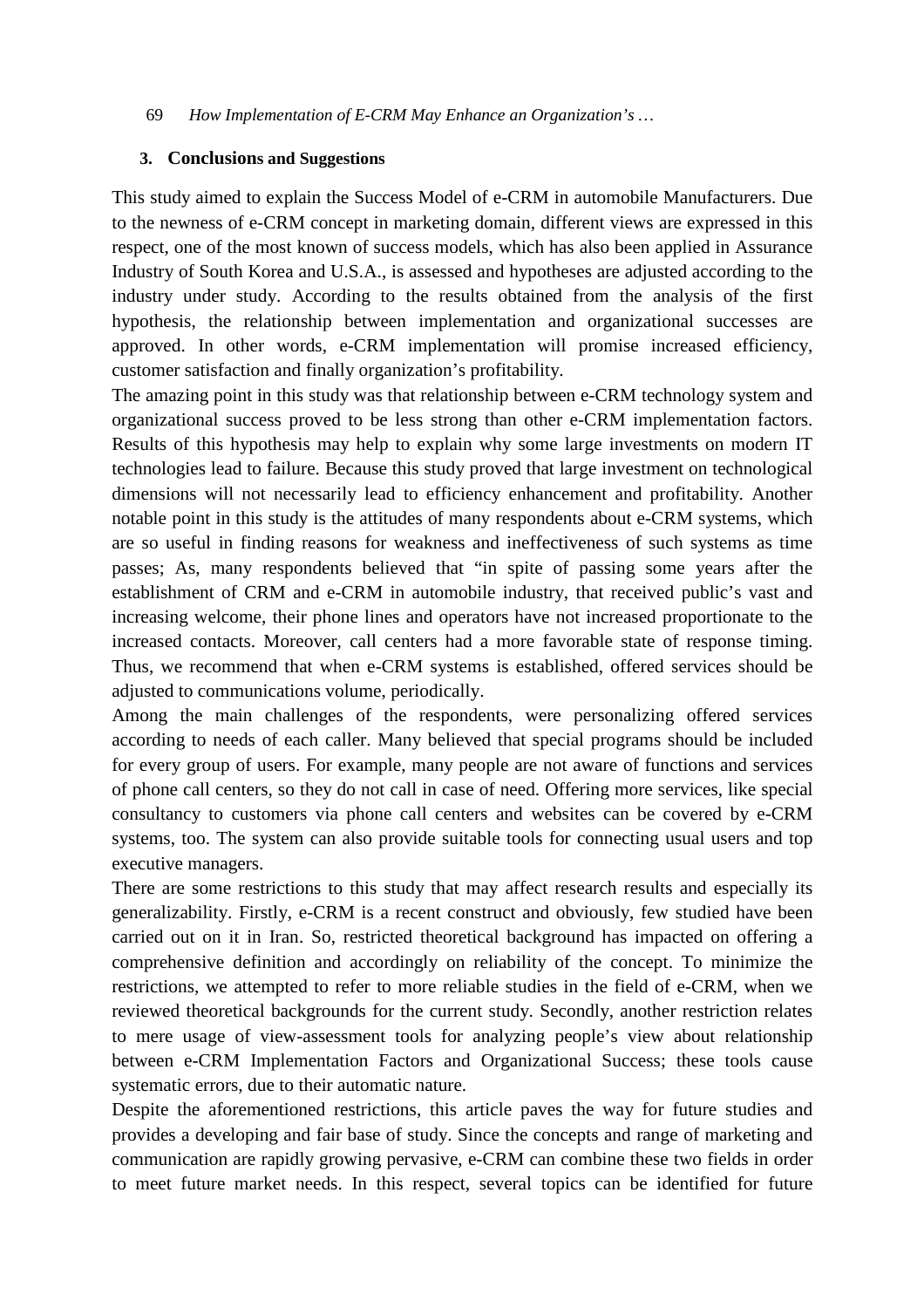## 3. Conclusions and Suggestions

This study aimed to explain the Success Model of e-CRM in automobile Manufacturers. Due to the newness of e-CRM concept in marketing domain, different views are expressed in this respect, one of the most known of success models, which has also been applied in Assurance Industry of South Korea and U.S.A., is assessed and hypotheses are adjusted according to the industry under study. According to the results obtained from the analysis of the first hypothesis, the relationship between implementation and organizational successes are approved. In other words, e-CRM implementation will promise increased efficiency, customer satisfaction and finally organization's profitability.

The amazing point in this study was that relationship between e-CRM technology system and organizational success proved to be less strong than other e-CRM implementation factors. Results of this hypothesis may help to explain why some large investments on modern IT technologies lead to failure. Because this study proved that large investment on technological dimensions will not necessarily lead to efficiency enhancement and profitability. Another notable point in this study is the attitudes of many respondents about e-CRM systems, which are so useful in finding reasons for weakness and ineffectiveness of such systems as time passes; As, many respondents believed that "in spite of passing some years after the establishment of CRM and e-CRM in automobile industry, that received public's vast and increasing welcome, their phone lines and operators have not increased proportionate to the increased contacts. Moreover, call centers had a more favorable state of response timing. Thus, we recommend that when e-CRM systems is established, offered services should be adjusted to communications volume, periodically.

Among the main challenges of the respondents, were personalizing offered services according to needs of each caller. Many believed that special programs should be included for every group of users. For example, many people are not aware of functions and services of phone call centers, so they do not call in case of need. Offering more services, like special consultancy to customers via phone call centers and websites can be covered by e-CRM systems, too. The system can also provide suitable tools for connecting usual users and top executive managers.

There are some restrictions to this study that may affect research results and especially its generalizability. Firstly, e-CRM is a recent construct and obviously, few studied have been carried out on it in Iran. So, restricted theoretical background has impacted on offering a comprehensive definition and accordingly on reliability of the concept. To minimize the restrictions, we attempted to refer to more reliable studies in the field of e-CRM, when we reviewed theoretical backgrounds for the current study. Secondly, another restriction relates to mere usage of view-assessment tools for analyzing people's view about relationship between e-CRM Implementation Factors and Organizational Success; these tools cause systematic errors, due to their automatic nature.

Despite the aforementioned restrictions, this article paves the way for future studies and provides a developing and fair base of study. Since the concepts and range of marketing and communication are rapidly growing pervasive, e-CRM can combine these two fields in order to meet future market needs. In this respect, several topics can be identified for future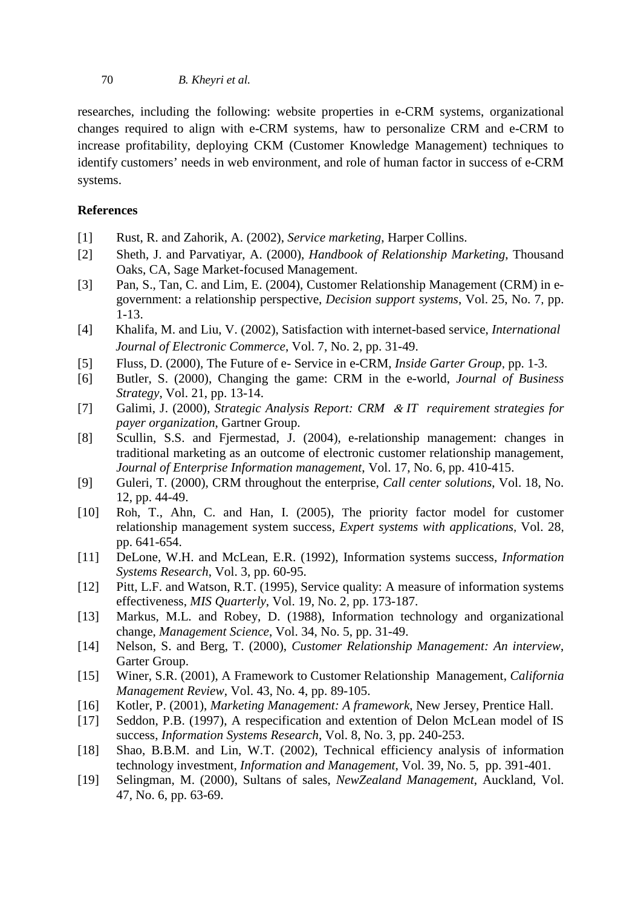researches, including the following: website properties in e-CRM systems, organizational changes required to align with e-CRM systems, haw to personalize CRM and e-CRM to increase profitability, deploying CKM (Customer Knowledge Management) techniques to identify customers' needs in web environment, and role of human factor in success of e-CRM systems.

## References

[1] Rust, R. and Zahorik, A. (2002), *Service marketing*, Harper Collins.

[2] Sheth, J. and Parvatiyar, A. (2000), *Handbook of Relationship Marketing*, Thousand Oaks, CA, Sage Market-focused Management.

[3] Pan, S., Tan, C. and Lim, E. (2004), Customer Relationship Management (CRM) in e-government: a relationship perspective, *Decision support systems*, Vol. 25, No. 7, pp. 1-13.

[4] Khalifa, M. and Liu, V. (2002), Satisfaction with internet-based service, *International Journal of Electronic Commerce*, Vol. 7, No. 2, pp. 31-49.

[5] Fluss, D. (2000), The Future of e- Service in e-CRM, *Inside Garter Group*, pp. 1-3.

[6] Butler, S. (2000), Changing the game: CRM in the e-world, *Journal of Business Strategy*, Vol. 21, pp. 13-14.

[7] Galimi, J. (2000), *Strategic Analysis Report: CRM & IT requirement strategies for payer organization*, Gartner Group.

[8] Scullin, S.S. and Fjermestad, J. (2004), e-relationship management: changes in traditional marketing as an outcome of electronic customer relationship management, *Journal of Enterprise Information management*, Vol. 17, No. 6, pp. 410-415.

[9] Guleri, T. (2000), CRM throughout the enterprise, *Call center solutions*, Vol. 18, No. 12, pp. 44-49.

[10] Roh, T., Ahn, C. and Han, I. (2005), The priority factor model for customer relationship management system success, *Expert systems with applications*, Vol. 28, pp. 641-654.

[11] DeLone, W.H. and McLean, E.R. (1992), Information systems success, *Information Systems Research*, Vol. 3, pp. 60-95.

[12] Pitt, L.F. and Watson, R.T. (1995), Service quality: A measure of information systems effectiveness, *MIS Quarterly*, Vol. 19, No. 2, pp. 173-187.

[13] Markus, M.L. and Robey, D. (1988), Information technology and organizational change, *Management Science*, Vol. 34, No. 5, pp. 31-49.

[14] Nelson, S. and Berg, T. (2000), *Customer Relationship Management: An interview*, Garter Group.

[15] Winer, S.R. (2001), A Framework to Customer Relationship Management, *California Management Review*, Vol. 43, No. 4, pp. 89-105.

[16] Kotler, P. (2001), *Marketing Management: A framework*, New Jersey, Prentice Hall.

[17] Seddon, P.B. (1997), A respecification and extention of Delon McLean model of IS success, *Information Systems Research*, Vol. 8, No. 3, pp. 240-253.

[18] Shao, B.B.M. and Lin, W.T. (2002), Technical efficiency analysis of information technology investment, *Information and Management*, Vol. 39, No. 5, pp. 391-401.

[19] Selingman, M. (2000), Sultans of sales, *NewZealand Management*, Auckland, Vol. 47, No. 6, pp. 63-69.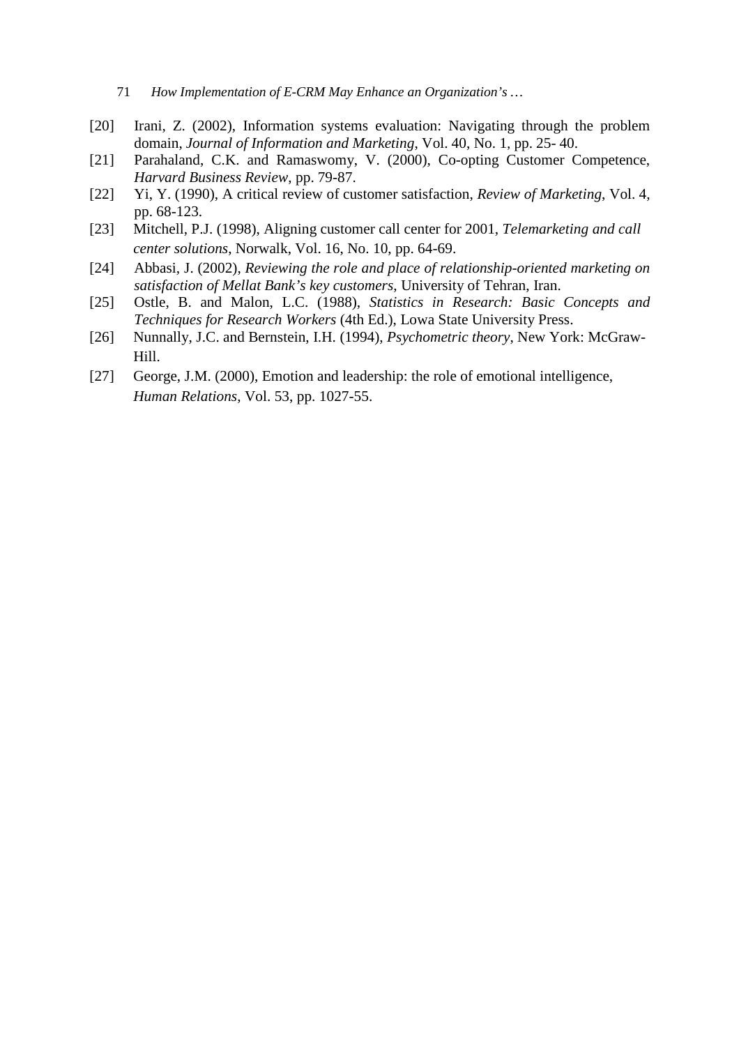[20] Irani, Z. (2002), Information systems evaluation: Navigating through the problem domain, *Journal of Information and Marketing*, Vol. 40, No. 1, pp. 25- 40.

[21] Parahaland, C.K. and Ramaswomy, V. (2000), Co-opting Customer Competence, *Harvard Business Review*, pp. 79-87.

[22] Yi, Y. (1990), A critical review of customer satisfaction, *Review of Marketing*, Vol. 4, pp. 68-123.

[23] Mitchell, P.J. (1998), Aligning customer call center for 2001, *Telemarketing and call center solutions*, Norwalk, Vol. 16, No. 10, pp. 64-69.

[24] Abbasi, J. (2002), *Reviewing the role and place of relationship-oriented marketing on satisfaction of Mellat Bank's key customers*, University of Tehran, Iran.

[25] Ostle, B. and Malon, L.C. (1988), *Statistics in Research: Basic Concepts and Techniques for Research Workers* (4th Ed.), Lowa State University Press.

[26] Nunnally, J.C. and Bernstein, I.H. (1994), *Psychometric theory*, New York: McGraw-Hill.

[27] George, J.M. (2000), Emotion and leadership: the role of emotional intelligence, *Human Relations*, Vol. 53, pp. 1027-55.